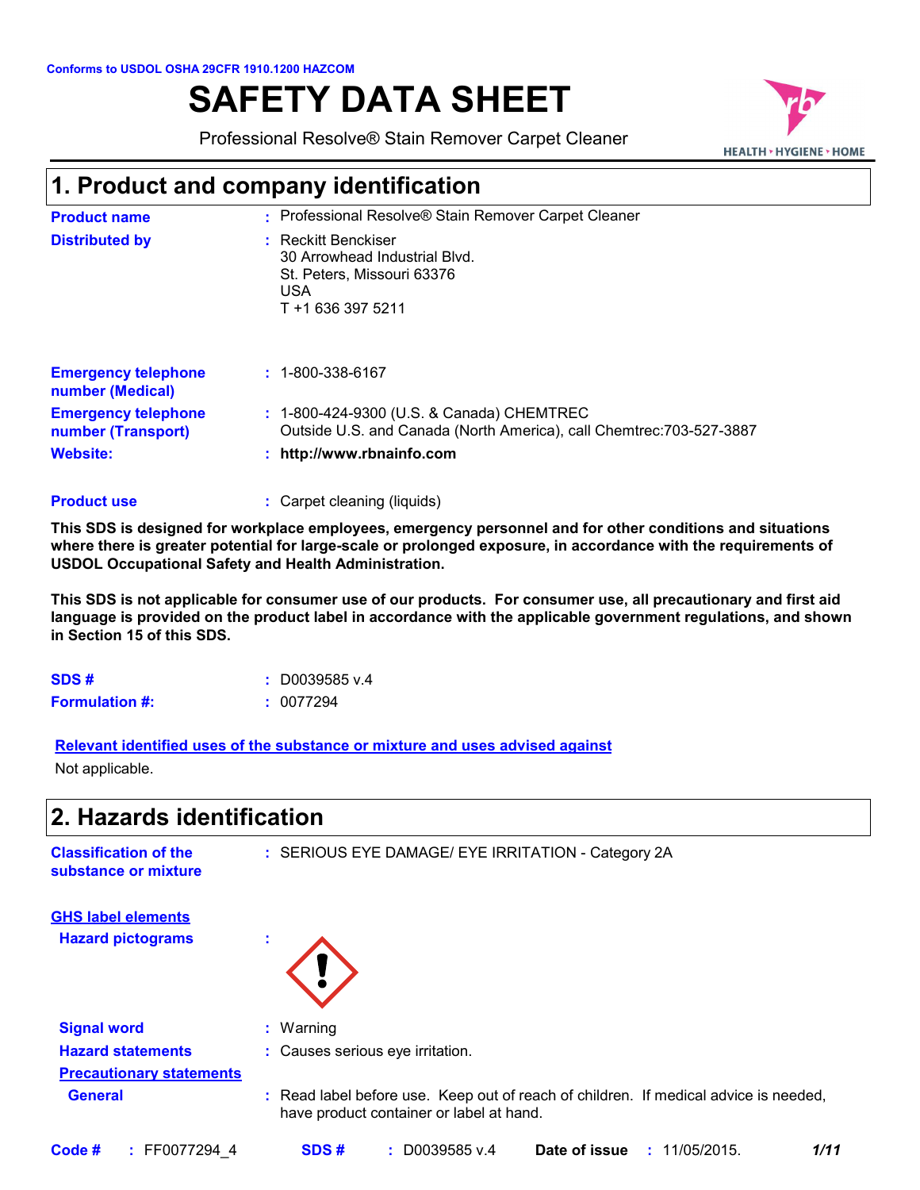Conforms to USDOL OSHA 29CFR 1910.1200 HAZCOM

# SAFETY DATA SHEET

Professional Resolve® Stain Remover Carpet Cleaner

## 1. Product and company identification

**Product name** : Professional Resolve® Stain Remover Carpet Cleaner

**Distributed by** : Reckitt Benckiser
30 Arrowhead Industrial Blvd.
St. Peters, Missouri 63376
USA
T +1 636 397 5211

**Emergency telephone number (Medical)** : 1-800-338-6167

**Emergency telephone number (Transport)** : 1-800-424-9300 (U.S. & Canada) CHEMTREC
Outside U.S. and Canada (North America), call Chemtrec:703-527-3887

**Website:** : **http://www.rbnainfo.com**

**Product use** : Carpet cleaning (liquids)

**This SDS is designed for workplace employees, emergency personnel and for other conditions and situations where there is greater potential for large-scale or prolonged exposure, in accordance with the requirements of USDOL Occupational Safety and Health Administration.**

**This SDS is not applicable for consumer use of our products. For consumer use, all precautionary and first aid language is provided on the product label in accordance with the applicable government regulations, and shown in Section 15 of this SDS.**

**SDS #** : D0039585 v.4

**Formulation #:** : 0077294

**Relevant identified uses of the substance or mixture and uses advised against**

Not applicable.

## 2. Hazards identification

**Classification of the substance or mixture** : SERIOUS EYE DAMAGE/ EYE IRRITATION - Category 2A

**GHS label elements**

**Hazard pictograms** :

**Signal word** : Warning

**Hazard statements** : Causes serious eye irritation.

**Precautionary statements**

**General** : Read label before use. Keep out of reach of children. If medical advice is needed, have product container or label at hand.

**Code #** : FF0077294_4 **SDS #** : D0039585 v.4 **Date of issue** : 11/05/2015.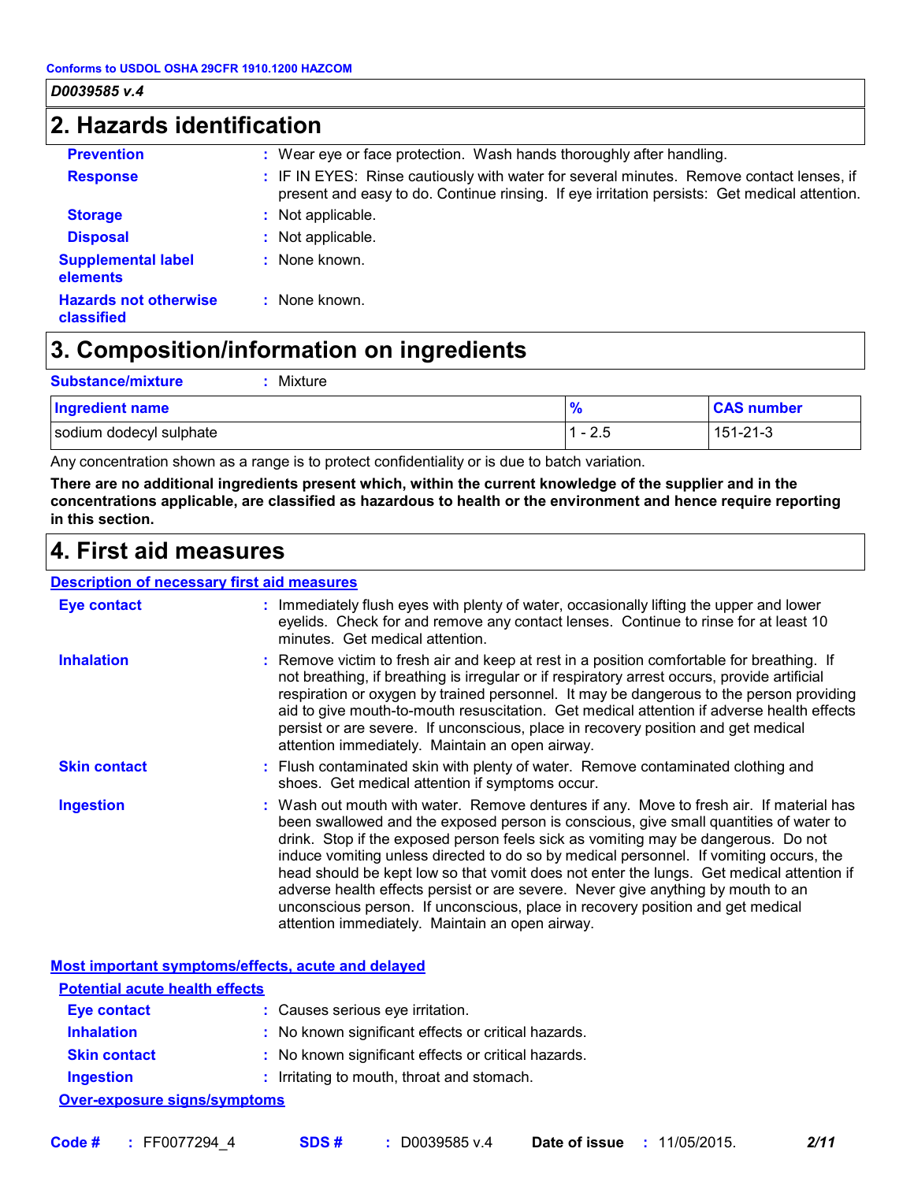## 2. Hazards identification

**Prevention** : Wear eye or face protection. Wash hands thoroughly after handling.

**Response** : IF IN EYES: Rinse cautiously with water for several minutes. Remove contact lenses, if present and easy to do. Continue rinsing. If eye irritation persists: Get medical attention.

**Storage** : Not applicable.

**Disposal** : Not applicable.

**Supplemental label elements** : None known.

**Hazards not otherwise classified** : None known.

## 3. Composition/information on ingredients

**Substance/mixture** : Mixture

| Ingredient name | % | CAS number |
|---|---|---|
| sodium dodecyl sulphate | 1 - 2.5 | 151-21-3 |

Any concentration shown as a range is to protect confidentiality or is due to batch variation.

**There are no additional ingredients present which, within the current knowledge of the supplier and in the concentrations applicable, are classified as hazardous to health or the environment and hence require reporting in this section.**

## 4. First aid measures

### Description of necessary first aid measures

**Eye contact** : Immediately flush eyes with plenty of water, occasionally lifting the upper and lower eyelids. Check for and remove any contact lenses. Continue to rinse for at least 10 minutes. Get medical attention.

**Inhalation** : Remove victim to fresh air and keep at rest in a position comfortable for breathing. If not breathing, if breathing is irregular or if respiratory arrest occurs, provide artificial respiration or oxygen by trained personnel. It may be dangerous to the person providing aid to give mouth-to-mouth resuscitation. Get medical attention if adverse health effects persist or are severe. If unconscious, place in recovery position and get medical attention immediately. Maintain an open airway.

**Skin contact** : Flush contaminated skin with plenty of water. Remove contaminated clothing and shoes. Get medical attention if symptoms occur.

**Ingestion** : Wash out mouth with water. Remove dentures if any. Move to fresh air. If material has been swallowed and the exposed person is conscious, give small quantities of water to drink. Stop if the exposed person feels sick as vomiting may be dangerous. Do not induce vomiting unless directed to do so by medical personnel. If vomiting occurs, the head should be kept low so that vomit does not enter the lungs. Get medical attention if adverse health effects persist or are severe. Never give anything by mouth to an unconscious person. If unconscious, place in recovery position and get medical attention immediately. Maintain an open airway.

### Most important symptoms/effects, acute and delayed

#### Potential acute health effects

**Eye contact** : Causes serious eye irritation.

**Inhalation** : No known significant effects or critical hazards.

**Skin contact** : No known significant effects or critical hazards.

**Ingestion** : Irritating to mouth, throat and stomach.

#### Over-exposure signs/symptoms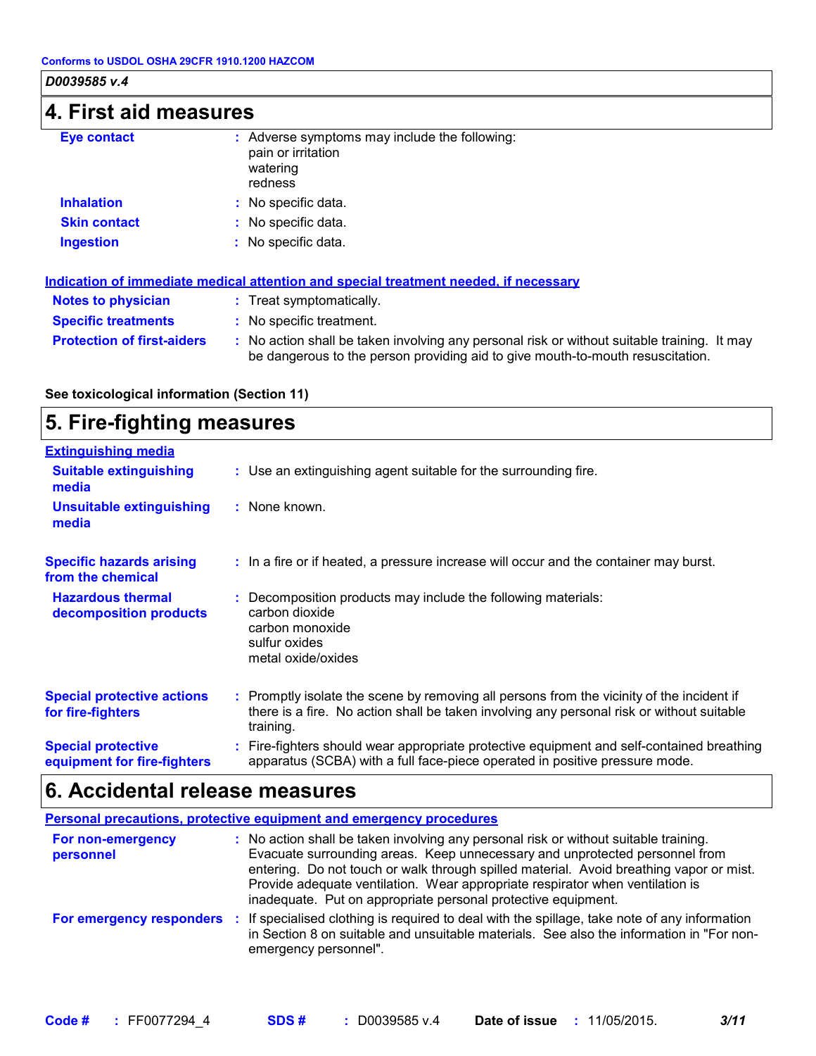## 4. First aid measures

| | |
|---|---|
| **Eye contact** | Adverse symptoms may include the following:<br>pain or irritation<br>watering<br>redness |
| **Inhalation** | No specific data. |
| **Skin contact** | No specific data. |
| **Ingestion** | No specific data. |

**Indication of immediate medical attention and special treatment needed, if necessary**

| | |
|---|---|
| **Notes to physician** | Treat symptomatically. |
| **Specific treatments** | No specific treatment. |
| **Protection of first-aiders** | No action shall be taken involving any personal risk or without suitable training. It may be dangerous to the person providing aid to give mouth-to-mouth resuscitation. |

**See toxicological information (Section 11)**

## 5. Fire-fighting measures

**Extinguishing media**

| | |
|---|---|
| **Suitable extinguishing media** | Use an extinguishing agent suitable for the surrounding fire. |
| **Unsuitable extinguishing media** | None known. |
| **Specific hazards arising from the chemical** | In a fire or if heated, a pressure increase will occur and the container may burst. |
| **Hazardous thermal decomposition products** | Decomposition products may include the following materials:<br>carbon dioxide<br>carbon monoxide<br>sulfur oxides<br>metal oxide/oxides |
| **Special protective actions for fire-fighters** | Promptly isolate the scene by removing all persons from the vicinity of the incident if there is a fire. No action shall be taken involving any personal risk or without suitable training. |
| **Special protective equipment for fire-fighters** | Fire-fighters should wear appropriate protective equipment and self-contained breathing apparatus (SCBA) with a full face-piece operated in positive pressure mode. |

## 6. Accidental release measures

**Personal precautions, protective equipment and emergency procedures**

| | |
|---|---|
| **For non-emergency personnel** | No action shall be taken involving any personal risk or without suitable training. Evacuate surrounding areas. Keep unnecessary and unprotected personnel from entering. Do not touch or walk through spilled material. Avoid breathing vapor or mist. Provide adequate ventilation. Wear appropriate respirator when ventilation is inadequate. Put on appropriate personal protective equipment. |
| **For emergency responders** | If specialised clothing is required to deal with the spillage, take note of any information in Section 8 on suitable and unsuitable materials. See also the information in "For non-emergency personnel". |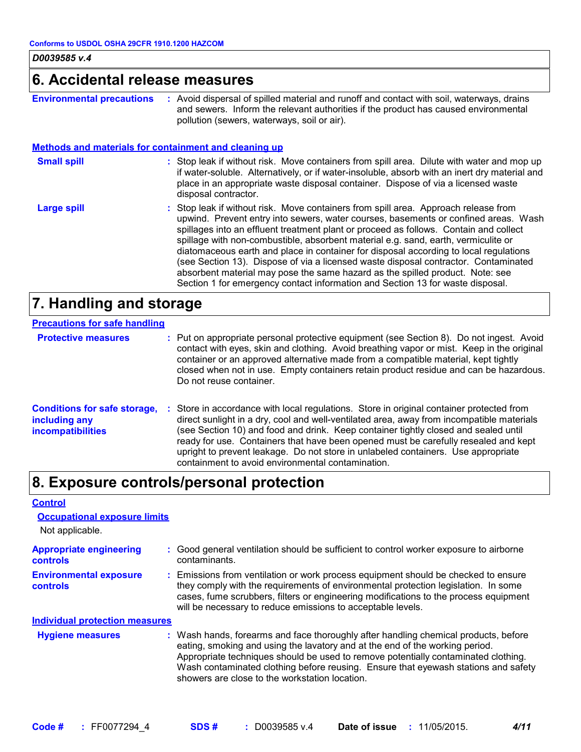## 6. Accidental release measures

**Environmental precautions** : Avoid dispersal of spilled material and runoff and contact with soil, waterways, drains and sewers. Inform the relevant authorities if the product has caused environmental pollution (sewers, waterways, soil or air).

### Methods and materials for containment and cleaning up

**Small spill** : Stop leak if without risk. Move containers from spill area. Dilute with water and mop up if water-soluble. Alternatively, or if water-insoluble, absorb with an inert dry material and place in an appropriate waste disposal container. Dispose of via a licensed waste disposal contractor.

**Large spill** : Stop leak if without risk. Move containers from spill area. Approach release from upwind. Prevent entry into sewers, water courses, basements or confined areas. Wash spillages into an effluent treatment plant or proceed as follows. Contain and collect spillage with non-combustible, absorbent material e.g. sand, earth, vermiculite or diatomaceous earth and place in container for disposal according to local regulations (see Section 13). Dispose of via a licensed waste disposal contractor. Contaminated absorbent material may pose the same hazard as the spilled product. Note: see Section 1 for emergency contact information and Section 13 for waste disposal.

## 7. Handling and storage

### Precautions for safe handling

**Protective measures** : Put on appropriate personal protective equipment (see Section 8). Do not ingest. Avoid contact with eyes, skin and clothing. Avoid breathing vapor or mist. Keep in the original container or an approved alternative made from a compatible material, kept tightly closed when not in use. Empty containers retain product residue and can be hazardous. Do not reuse container.

**Conditions for safe storage, including any incompatibilities** : Store in accordance with local regulations. Store in original container protected from direct sunlight in a dry, cool and well-ventilated area, away from incompatible materials (see Section 10) and food and drink. Keep container tightly closed and sealed until ready for use. Containers that have been opened must be carefully resealed and kept upright to prevent leakage. Do not store in unlabeled containers. Use appropriate containment to avoid environmental contamination.

## 8. Exposure controls/personal protection

### Control

#### Occupational exposure limits

Not applicable.

**Appropriate engineering controls** : Good general ventilation should be sufficient to control worker exposure to airborne contaminants.

**Environmental exposure controls** : Emissions from ventilation or work process equipment should be checked to ensure they comply with the requirements of environmental protection legislation. In some cases, fume scrubbers, filters or engineering modifications to the process equipment will be necessary to reduce emissions to acceptable levels.

### Individual protection measures

**Hygiene measures** : Wash hands, forearms and face thoroughly after handling chemical products, before eating, smoking and using the lavatory and at the end of the working period. Appropriate techniques should be used to remove potentially contaminated clothing. Wash contaminated clothing before reusing. Ensure that eyewash stations and safety showers are close to the workstation location.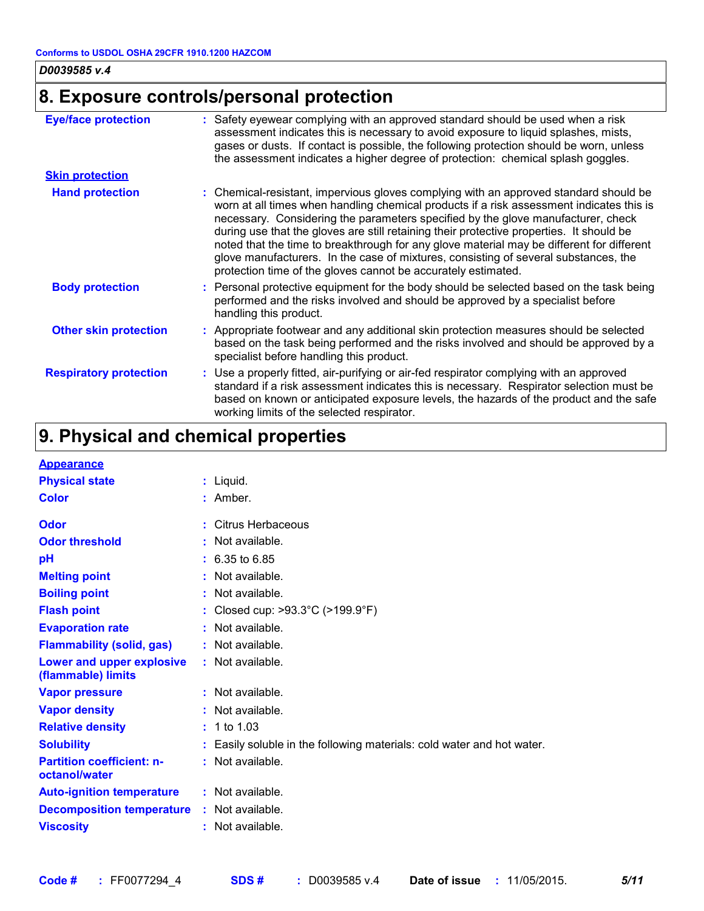## 8. Exposure controls/personal protection

**Eye/face protection** : Safety eyewear complying with an approved standard should be used when a risk assessment indicates this is necessary to avoid exposure to liquid splashes, mists, gases or dusts. If contact is possible, the following protection should be worn, unless the assessment indicates a higher degree of protection: chemical splash goggles.

**Skin protection**

**Hand protection** : Chemical-resistant, impervious gloves complying with an approved standard should be worn at all times when handling chemical products if a risk assessment indicates this is necessary. Considering the parameters specified by the glove manufacturer, check during use that the gloves are still retaining their protective properties. It should be noted that the time to breakthrough for any glove material may be different for different glove manufacturers. In the case of mixtures, consisting of several substances, the protection time of the gloves cannot be accurately estimated.

**Body protection** : Personal protective equipment for the body should be selected based on the task being performed and the risks involved and should be approved by a specialist before handling this product.

**Other skin protection** : Appropriate footwear and any additional skin protection measures should be selected based on the task being performed and the risks involved and should be approved by a specialist before handling this product.

**Respiratory protection** : Use a properly fitted, air-purifying or air-fed respirator complying with an approved standard if a risk assessment indicates this is necessary. Respirator selection must be based on known or anticipated exposure levels, the hazards of the product and the safe working limits of the selected respirator.

## 9. Physical and chemical properties

**Appearance**

| | |
|---|---|
| **Physical state** | : Liquid. |
| **Color** | : Amber. |
| **Odor** | : Citrus Herbaceous |
| **Odor threshold** | : Not available. |
| **pH** | : 6.35 to 6.85 |
| **Melting point** | : Not available. |
| **Boiling point** | : Not available. |
| **Flash point** | : Closed cup: >93.3°C (>199.9°F) |
| **Evaporation rate** | : Not available. |
| **Flammability (solid, gas)** | : Not available. |
| **Lower and upper explosive (flammable) limits** | : Not available. |
| **Vapor pressure** | : Not available. |
| **Vapor density** | : Not available. |
| **Relative density** | : 1 to 1.03 |
| **Solubility** | : Easily soluble in the following materials: cold water and hot water. |
| **Partition coefficient: n-octanol/water** | : Not available. |
| **Auto-ignition temperature** | : Not available. |
| **Decomposition temperature** | : Not available. |
| **Viscosity** | : Not available. |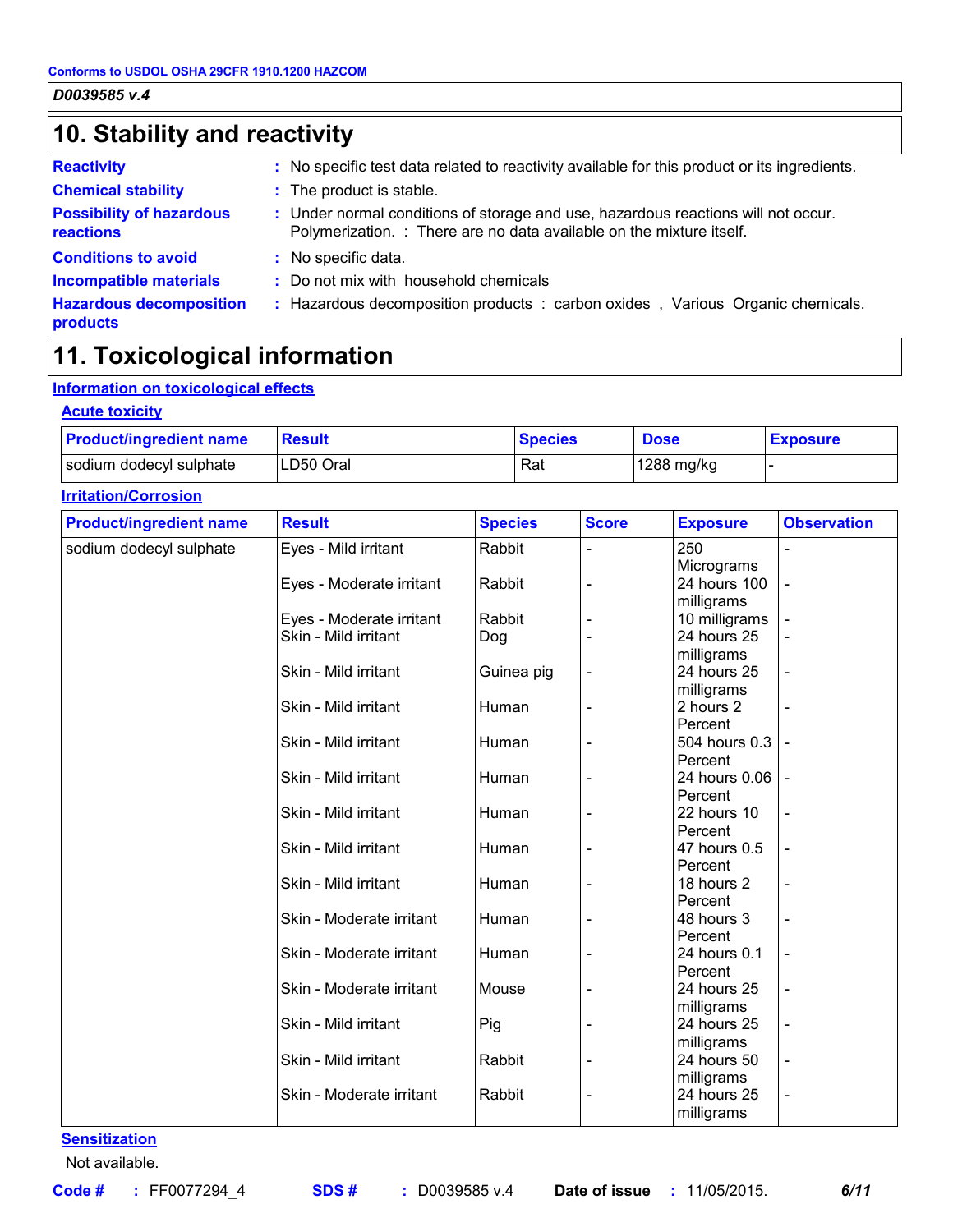Conforms to USDOL OSHA 29CFR 1910.1200 HAZCOM

*D0039585 v.4*

## 10. Stability and reactivity

**Reactivity** : No specific test data related to reactivity available for this product or its ingredients.

**Chemical stability** : The product is stable.

**Possibility of hazardous reactions** : Under normal conditions of storage and use, hazardous reactions will not occur. Polymerization. : There are no data available on the mixture itself.

**Conditions to avoid** : No specific data.

**Incompatible materials** : Do not mix with household chemicals

**Hazardous decomposition products** : Hazardous decomposition products : carbon oxides , Various Organic chemicals.

## 11. Toxicological information

### Information on toxicological effects

#### Acute toxicity

| Product/ingredient name | Result | Species | Dose | Exposure |
|---|---|---|---|---|
| sodium dodecyl sulphate | LD50 Oral | Rat | 1288 mg/kg | - |

#### Irritation/Corrosion

| Product/ingredient name | Result | Species | Score | Exposure | Observation |
|---|---|---|---|---|---|
| sodium dodecyl sulphate | Eyes - Mild irritant | Rabbit | - | 250 Micrograms | - |
| | Eyes - Moderate irritant | Rabbit | - | 24 hours 100 milligrams | - |
| | Eyes - Moderate irritant | Rabbit | - | 10 milligrams | - |
| | Skin - Mild irritant | Dog | - | 24 hours 25 milligrams | - |
| | Skin - Mild irritant | Guinea pig | - | 24 hours 25 milligrams | - |
| | Skin - Mild irritant | Human | - | 2 hours 2 Percent | - |
| | Skin - Mild irritant | Human | - | 504 hours 0.3 Percent | - |
| | Skin - Mild irritant | Human | - | 24 hours 0.06 Percent | - |
| | Skin - Mild irritant | Human | - | 22 hours 10 Percent | - |
| | Skin - Mild irritant | Human | - | 47 hours 0.5 Percent | - |
| | Skin - Mild irritant | Human | - | 18 hours 2 Percent | - |
| | Skin - Moderate irritant | Human | - | 48 hours 3 Percent | - |
| | Skin - Moderate irritant | Human | - | 24 hours 0.1 Percent | - |
| | Skin - Moderate irritant | Mouse | - | 24 hours 25 milligrams | - |
| | Skin - Mild irritant | Pig | - | 24 hours 25 milligrams | - |
| | Skin - Mild irritant | Rabbit | - | 24 hours 50 milligrams | - |
| | Skin - Moderate irritant | Rabbit | - | 24 hours 25 milligrams | - |

#### Sensitization

Not available.

**Code #** : FF0077294_4 **SDS #** : D0039585 v.4 **Date of issue** : 11/05/2015.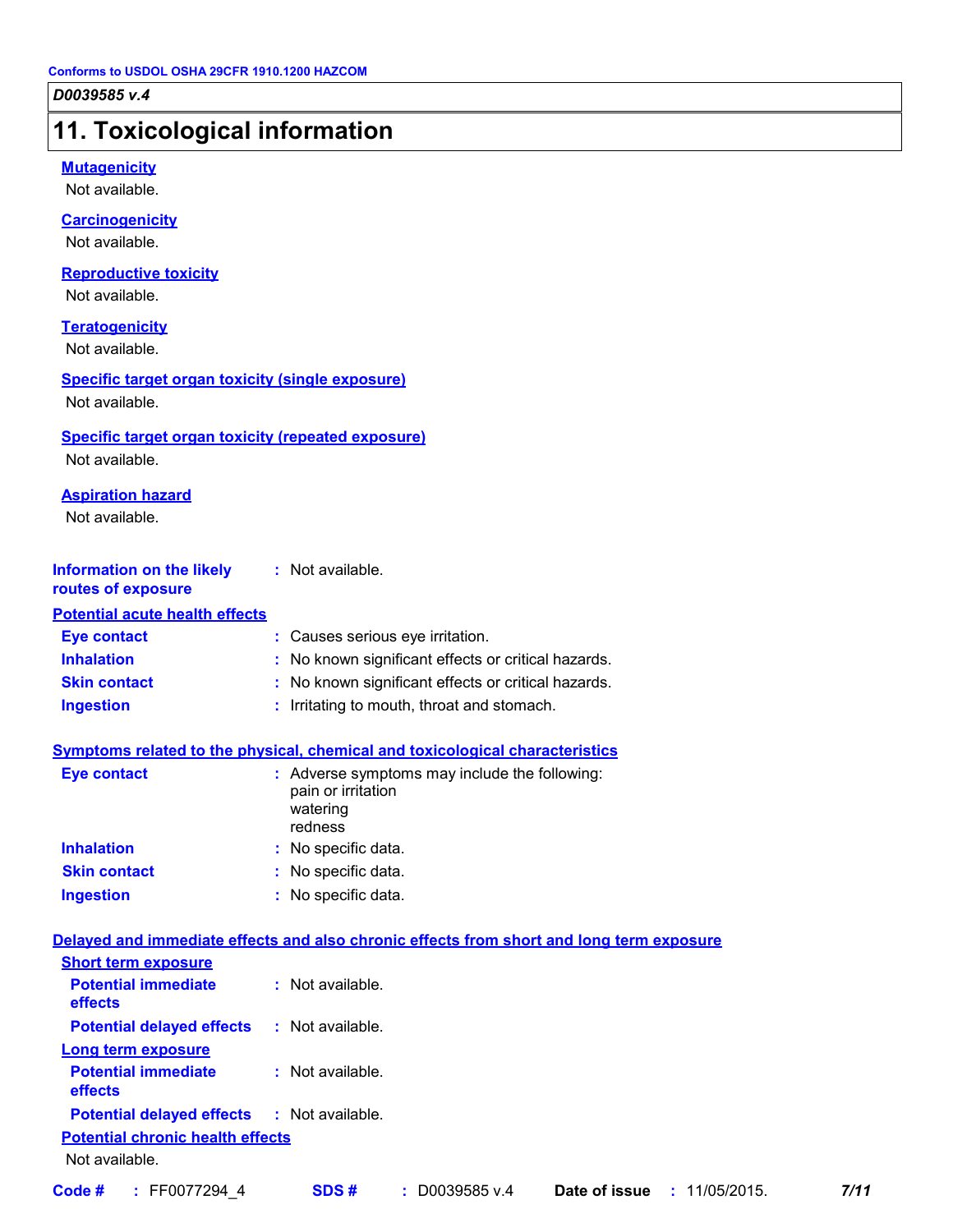D0039585 v.4

# 11. Toxicological information

**Mutagenicity**

Not available.

**Carcinogenicity**

Not available.

**Reproductive toxicity**

Not available.

**Teratogenicity**

Not available.

**Specific target organ toxicity (single exposure)**

Not available.

**Specific target organ toxicity (repeated exposure)**

Not available.

**Aspiration hazard**

Not available.

**Information on the likely routes of exposure** : Not available.

**Potential acute health effects**

| | |
|---|---|
| **Eye contact** | : Causes serious eye irritation. |
| **Inhalation** | : No known significant effects or critical hazards. |
| **Skin contact** | : No known significant effects or critical hazards. |
| **Ingestion** | : Irritating to mouth, throat and stomach. |

**Symptoms related to the physical, chemical and toxicological characteristics**

| | |
|---|---|
| **Eye contact** | : Adverse symptoms may include the following: pain or irritation watering redness |
| **Inhalation** | : No specific data. |
| **Skin contact** | : No specific data. |
| **Ingestion** | : No specific data. |

**Delayed and immediate effects and also chronic effects from short and long term exposure**

**Short term exposure**

| | |
|---|---|
| **Potential immediate effects** | : Not available. |
| **Potential delayed effects** | : Not available. |

**Long term exposure**

| | |
|---|---|
| **Potential immediate effects** | : Not available. |
| **Potential delayed effects** | : Not available. |

**Potential chronic health effects**

Not available.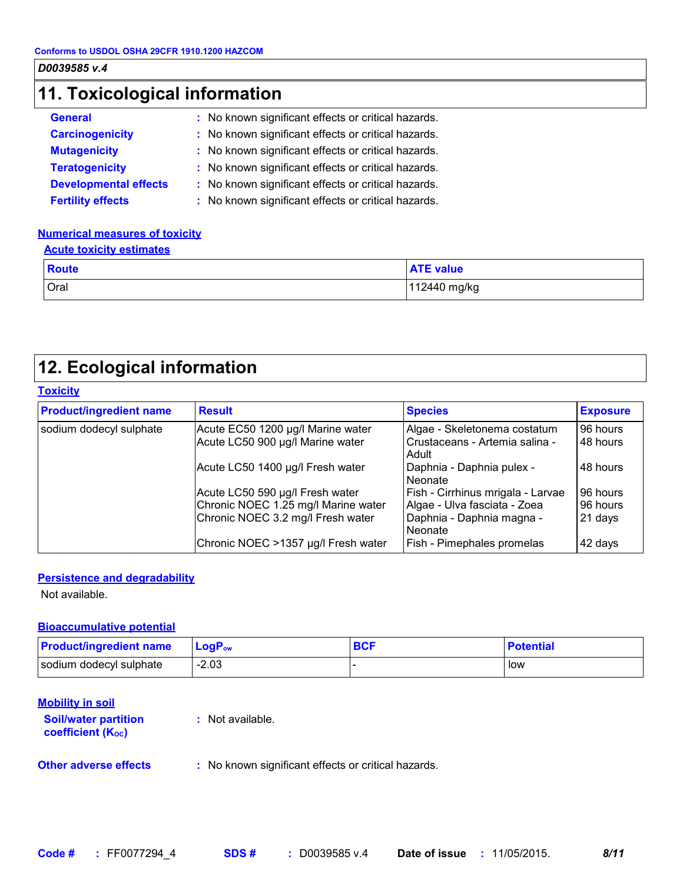## 11. Toxicological information

**General** : No known significant effects or critical hazards.
**Carcinogenicity** : No known significant effects or critical hazards.
**Mutagenicity** : No known significant effects or critical hazards.
**Teratogenicity** : No known significant effects or critical hazards.
**Developmental effects** : No known significant effects or critical hazards.
**Fertility effects** : No known significant effects or critical hazards.

### Numerical measures of toxicity

#### Acute toxicity estimates

| Route | ATE value |
|---|---|
| Oral | 112440 mg/kg |

## 12. Ecological information

### Toxicity

| Product/ingredient name | Result | Species | Exposure |
|---|---|---|---|
| sodium dodecyl sulphate | Acute EC50 1200 µg/l Marine water | Algae - Skeletonema costatum | 96 hours |
| | Acute LC50 900 µg/l Marine water | Crustaceans - Artemia salina - Adult | 48 hours |
| | Acute LC50 1400 µg/l Fresh water | Daphnia - Daphnia pulex - Neonate | 48 hours |
| | Acute LC50 590 µg/l Fresh water | Fish - Cirrhinus mrigala - Larvae | 96 hours |
| | Chronic NOEC 1.25 mg/l Marine water | Algae - Ulva fasciata - Zoea | 96 hours |
| | Chronic NOEC 3.2 mg/l Fresh water | Daphnia - Daphnia magna - Neonate | 21 days |
| | Chronic NOEC >1357 µg/l Fresh water | Fish - Pimephales promelas | 42 days |

### Persistence and degradability

Not available.

### Bioaccumulative potential

| Product/ingredient name | $LogP_{ow}$ | BCF | Potential |
|---|---|---|---|
| sodium dodecyl sulphate | -2.03 | - | low |

### Mobility in soil

**Soil/water partition coefficient ($K_{OC}$)** : Not available.

**Other adverse effects** : No known significant effects or critical hazards.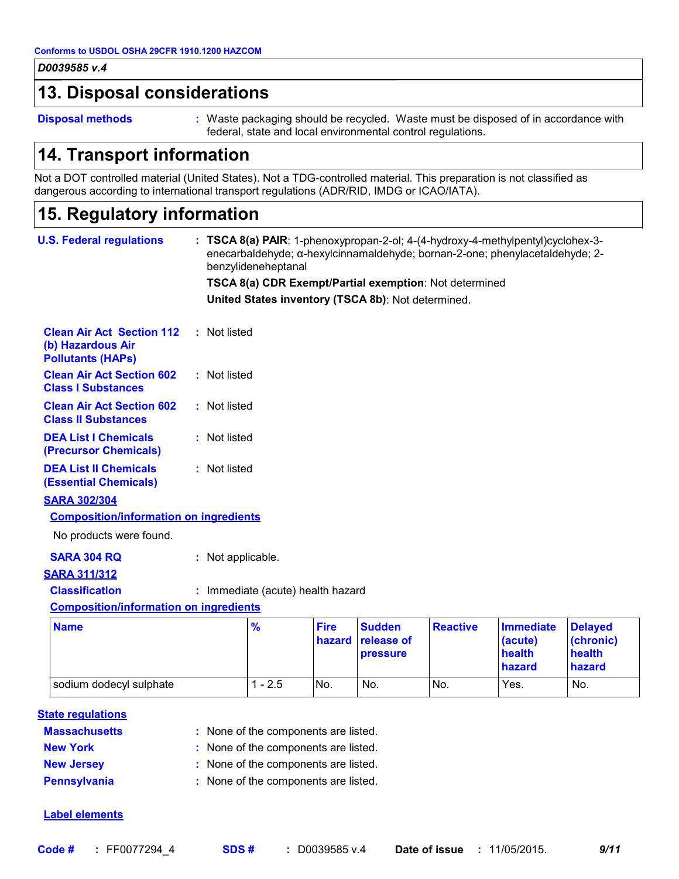Conforms to USDOL OSHA 29CFR 1910.1200 HAZCOM

*D0039585 v.4*

## 13. Disposal considerations

**Disposal methods** : Waste packaging should be recycled. Waste must be disposed of in accordance with federal, state and local environmental control regulations.

## 14. Transport information

Not a DOT controlled material (United States). Not a TDG-controlled material. This preparation is not classified as dangerous according to international transport regulations (ADR/RID, IMDG or ICAO/IATA).

## 15. Regulatory information

**U.S. Federal regulations** : **TSCA 8(a) PAIR**: 1-phenoxypropan-2-ol; 4-(4-hydroxy-4-methylpentyl)cyclohex-3-enecarbaldehyde; α-hexylcinnamaldehyde; bornan-2-one; phenylacetaldehyde; 2-benzylideneheptanal

**TSCA 8(a) CDR Exempt/Partial exemption**: Not determined

**United States inventory (TSCA 8b)**: Not determined.

**Clean Air Act Section 112 (b) Hazardous Air Pollutants (HAPs)** : Not listed

**Clean Air Act Section 602 Class I Substances** : Not listed

**Clean Air Act Section 602 Class II Substances** : Not listed

**DEA List I Chemicals (Precursor Chemicals)** : Not listed

**DEA List II Chemicals (Essential Chemicals)** : Not listed

**SARA 302/304**

**Composition/information on ingredients**

No products were found.

**SARA 304 RQ** : Not applicable.

**SARA 311/312**

**Classification** : Immediate (acute) health hazard

**Composition/information on ingredients**

| Name | % | Fire hazard | Sudden release of pressure | Reactive | Immediate (acute) health hazard | Delayed (chronic) health hazard |
|---|---|---|---|---|---|---|
| sodium dodecyl sulphate | 1 - 2.5 | No. | No. | No. | Yes. | No. |

**State regulations**

**Massachusetts** : None of the components are listed.

**New York** : None of the components are listed.

**New Jersey** : None of the components are listed.

**Pennsylvania** : None of the components are listed.

**Label elements**

**Code #** : FF0077294_4 **SDS #** : D0039585 v.4 **Date of issue** : 11/05/2015.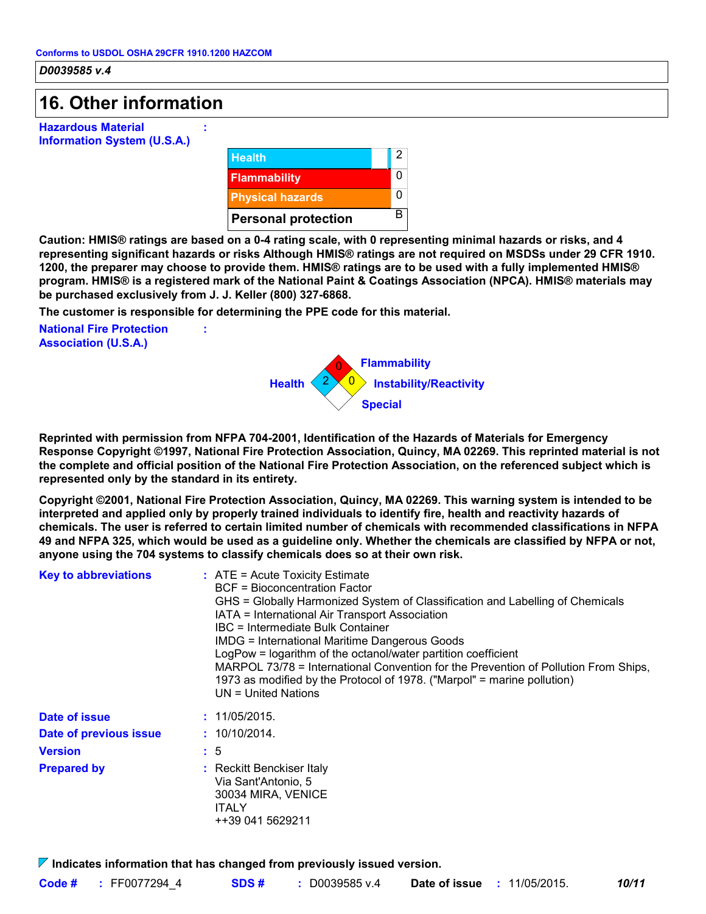Conforms to USDOL OSHA 29CFR 1910.1200 HAZCOM

*D0039585 v.4*

# 16. Other information

**Hazardous Material Information System (U.S.A.)** :

| | |
|---|---|
| Health | 2 |
| Flammability | 0 |
| Physical hazards | 0 |
| Personal protection | B |

**Caution: HMIS® ratings are based on a 0-4 rating scale, with 0 representing minimal hazards or risks, and 4 representing significant hazards or risks Although HMIS® ratings are not required on MSDSs under 29 CFR 1910. 1200, the preparer may choose to provide them. HMIS® ratings are to be used with a fully implemented HMIS® program. HMIS® is a registered mark of the National Paint & Coatings Association (NPCA). HMIS® materials may be purchased exclusively from J. J. Keller (800) 327-6868.**

**The customer is responsible for determining the PPE code for this material.**

**National Fire Protection Association (U.S.A.)** :

Flammability: 0
Health: 2
Instability/Reactivity: 0
Special

**Reprinted with permission from NFPA 704-2001, Identification of the Hazards of Materials for Emergency Response Copyright ©1997, National Fire Protection Association, Quincy, MA 02269. This reprinted material is not the complete and official position of the National Fire Protection Association, on the referenced subject which is represented only by the standard in its entirety.**

**Copyright ©2001, National Fire Protection Association, Quincy, MA 02269. This warning system is intended to be interpreted and applied only by properly trained individuals to identify fire, health and reactivity hazards of chemicals. The user is referred to certain limited number of chemicals with recommended classifications in NFPA 49 and NFPA 325, which would be used as a guideline only. Whether the chemicals are classified by NFPA or not, anyone using the 704 systems to classify chemicals does so at their own risk.**

**Key to abbreviations** :
ATE = Acute Toxicity Estimate
BCF = Bioconcentration Factor
GHS = Globally Harmonized System of Classification and Labelling of Chemicals
IATA = International Air Transport Association
IBC = Intermediate Bulk Container
IMDG = International Maritime Dangerous Goods
LogPow = logarithm of the octanol/water partition coefficient
MARPOL 73/78 = International Convention for the Prevention of Pollution From Ships, 1973 as modified by the Protocol of 1978. ("Marpol" = marine pollution)
UN = United Nations

**Date of issue** : 11/05/2015.

**Date of previous issue** : 10/10/2014.

**Version** : 5

**Prepared by** : Reckitt Benckiser Italy
Via Sant'Antonio, 5
30034 MIRA, VENICE
ITALY
++39 041 5629211

**Indicates information that has changed from previously issued version.**

Code # : FF0077294_4 SDS # : D0039585 v.4 Date of issue : 11/05/2015.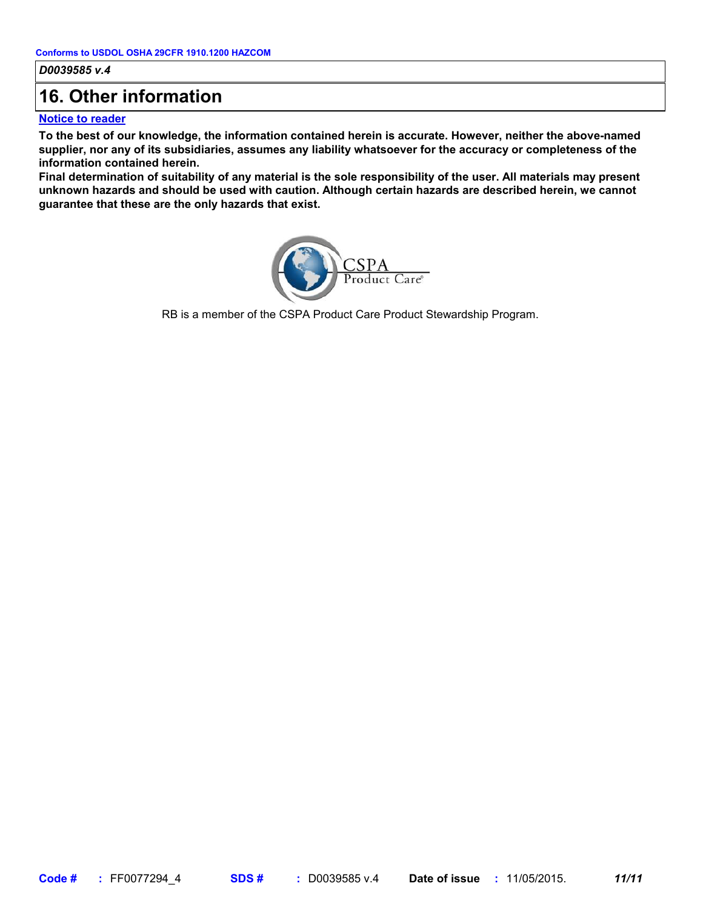## 16. Other information

**Notice to reader**

**To the best of our knowledge, the information contained herein is accurate. However, neither the above-named supplier, nor any of its subsidiaries, assumes any liability whatsoever for the accuracy or completeness of the information contained herein.**
**Final determination of suitability of any material is the sole responsibility of the user. All materials may present unknown hazards and should be used with caution. Although certain hazards are described herein, we cannot guarantee that these are the only hazards that exist.**

CSPA Product Care

RB is a member of the CSPA Product Care Product Stewardship Program.